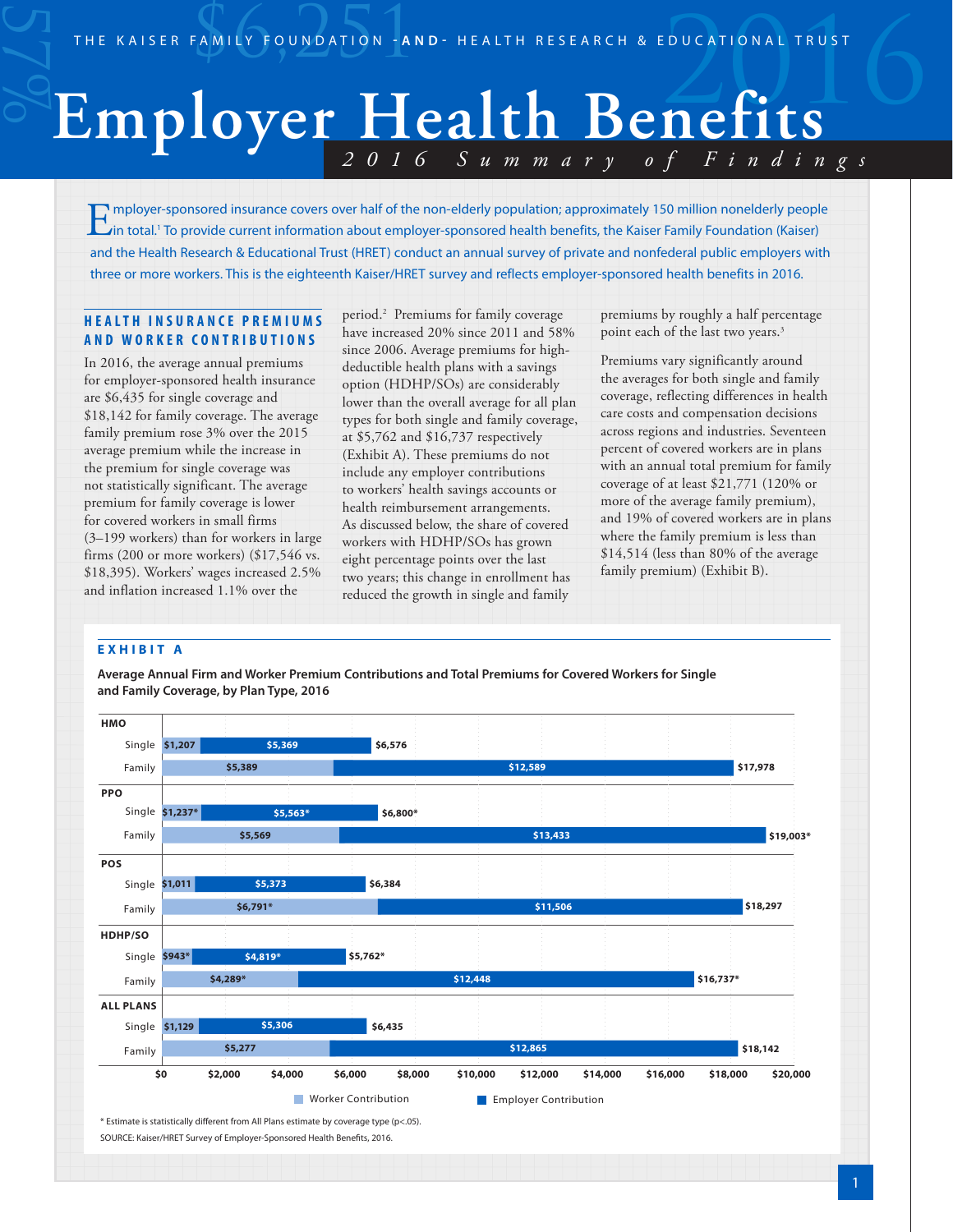THE KAISER FAMILY FOUNDATION -AND- HEALTH RESEARCH & EDUCATIONAL TRUST

# Employer Health Benefits

## *2016 Summary of Findings*

Employer-sponsored insurance covers over half of the non-elderly population; approximately 150 million nonelderly people in total.[1] To provide current information about employer-sponsored health benefits, the Kaiser Family Foundation (Kaiser) and the Health Research & Educational Trust (HRET) conduct an annual survey of private and nonfederal public employers with three or more workers. This is the eighteenth Kaiser/HRET survey and reflects employer-sponsored health benefits in 2016.

### HEALTH INSURANCE PREMIUMS AND WORKER CONTRIBUTIONS

In 2016, the average annual premiums for employer-sponsored health insurance are $6,435 for single coverage and $18,142 for family coverage. The average family premium rose 3% over the 2015 average premium while the increase in the premium for single coverage was not statistically significant. The average premium for family coverage is lower for covered workers in small firms (3–199 workers) than for workers in large firms (200 or more workers) ($17,546 vs. $18,395). Workers' wages increased 2.5% and inflation increased 1.1% over the period.[2] Premiums for family coverage have increased 20% since 2011 and 58% since 2006. Average premiums for high-deductible health plans with a savings option (HDHP/SOs) are considerably lower than the overall average for all plan types for both single and family coverage, at $5,762 and $16,737 respectively (Exhibit A). These premiums do not include any employer contributions to workers' health savings accounts or health reimbursement arrangements. As discussed below, the share of covered workers with HDHP/SOs has grown eight percentage points over the last two years; this change in enrollment has reduced the growth in single and family premiums by roughly a half percentage point each of the last two years.[3]

Premiums vary significantly around the averages for both single and family coverage, reflecting differences in health care costs and compensation decisions across regions and industries. Seventeen percent of covered workers are in plans with an annual total premium for family coverage of at least $21,771 (120% or more of the average family premium), and 19% of covered workers are in plans where the family premium is less than $14,514 (less than 80% of the average family premium) (Exhibit B).

### EXHIBIT A

**Average Annual Firm and Worker Premium Contributions and Total Premiums for Covered Workers for Single and Family Coverage, by Plan Type, 2016**

| Plan Type | Coverage | Worker Contribution | Employer Contribution | Total Premium |
|---|---|---|---|---|
| HMO | Single | $1,207 | $5,369 | $6,576 |
| | Family | $5,389 | $12,589 | $17,978 |
| PPO | Single | $1,237* | $5,563* | $6,800* |
| | Family | $5,569 | $13,433 | $19,003* |
| POS | Single | $1,011 | $5,373 | $6,384 |
| | Family | $6,791* | $11,506 | $18,297 |
| HDHP/SO | Single | $943* | $4,819* | $5,762* |
| | Family | $4,289* | $12,448 | $16,737* |
| ALL PLANS | Single | $1,129 | $5,306 | $6,435 |
| | Family | $5,277 | $12,865 | $18,142 |

\* Estimate is statistically different from All Plans estimate by coverage type (p<.05).

SOURCE: Kaiser/HRET Survey of Employer-Sponsored Health Benefits, 2016.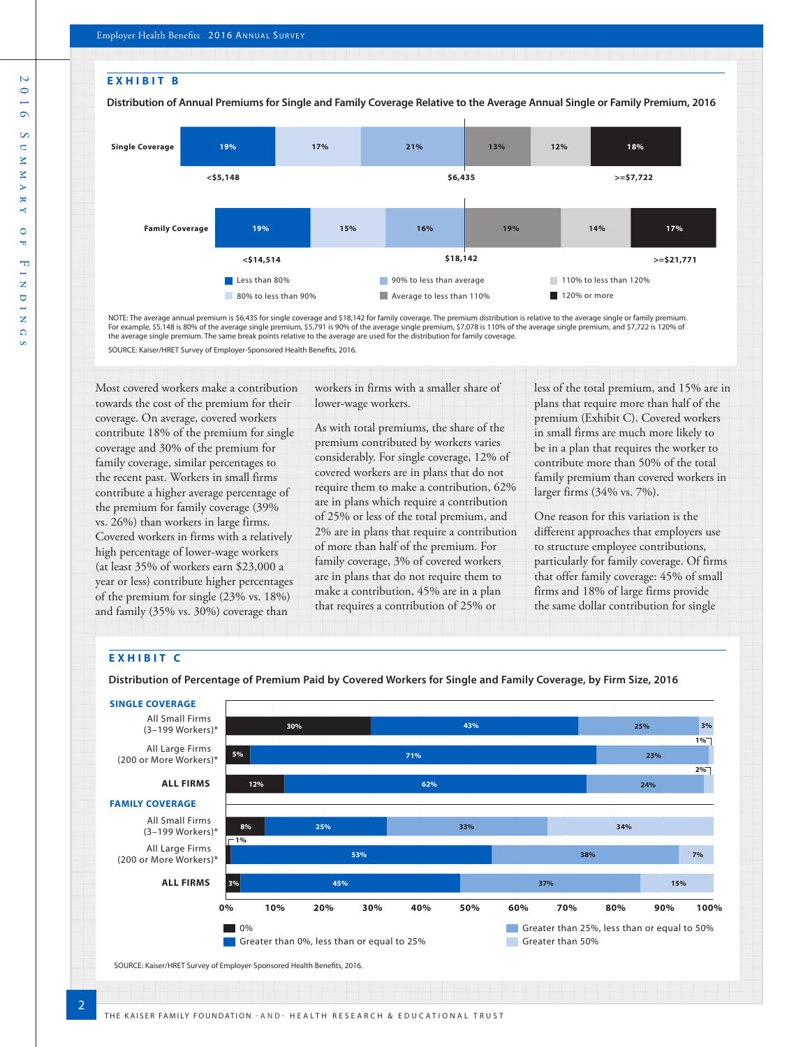### EXHIBIT B

**Distribution of Annual Premiums for Single and Family Coverage Relative to the Average Annual Single or Family Premium, 2016**

| | Less than 80% | 80% to less than 90% | 90% to less than average | Average to less than 110% | 110% to less than 120% | 120% or more |
|---|---|---|---|---|---|---|
| Single Coverage | 19% | 17% | 21% | 13% | 12% | 18% |
| Family Coverage | 19% | 15% | 16% | 19% | 14% | 17% |

Single Coverage: <$5,148 | $6,435 | >=$7,722

Family Coverage: <$14,514 | $18,142 | >=$21,771

NOTE: The average annual premium is $6,435 for single coverage and $18,142 for family coverage. The premium distribution is relative to the average single or family premium. For example, $5,148 is 80% of the average single premium, $5,791 is 90% of the average single premium, $7,078 is 110% of the average single premium, and $7,722 is 120% of the average single premium. The same break points relative to the average are used for the distribution for family coverage.

SOURCE: Kaiser/HRET Survey of Employer-Sponsored Health Benefits, 2016.

Most covered workers make a contribution towards the cost of the premium for their coverage. On average, covered workers contribute 18% of the premium for single coverage and 30% of the premium for family coverage, similar percentages to the recent past. Workers in small firms contribute a higher average percentage of the premium for family coverage (39% vs. 26%) than workers in large firms. Covered workers in firms with a relatively high percentage of lower-wage workers (at least 35% of workers earn $23,000 a year or less) contribute higher percentages of the premium for single (23% vs. 18%) and family (35% vs. 30%) coverage than workers in firms with a smaller share of lower-wage workers.

As with total premiums, the share of the premium contributed by workers varies considerably. For single coverage, 12% of covered workers are in plans that do not require them to make a contribution, 62% are in plans which require a contribution of 25% or less of the total premium, and 2% are in plans that require a contribution of more than half of the premium. For family coverage, 3% of covered workers are in plans that do not require them to make a contribution, 45% are in a plan that requires a contribution of 25% or less of the total premium, and 15% are in plans that require more than half of the premium (Exhibit C). Covered workers in small firms are much more likely to be in a plan that requires the worker to contribute more than 50% of the total family premium than covered workers in larger firms (34% vs. 7%).

One reason for this variation is the different approaches that employers use to structure employee contributions, particularly for family coverage. Of firms that offer family coverage: 45% of small firms and 18% of large firms provide the same dollar contribution for single

### EXHIBIT C

**Distribution of Percentage of Premium Paid by Covered Workers for Single and Family Coverage, by Firm Size, 2016**

| | 0% | Greater than 0%, less than or equal to 25% | Greater than 25%, less than or equal to 50% | Greater than 50% |
|---|---|---|---|---|
| **SINGLE COVERAGE** | | | | |
| All Small Firms (3–199 Workers)* | 30% | 43% | 25% | 3% |
| All Large Firms (200 or More Workers)* | 5% | 71% | 23% | 1% |
| **ALL FIRMS** | 12% | 62% | 24% | 2% |
| **FAMILY COVERAGE** | | | | |
| All Small Firms (3–199 Workers)* | 8% | 25% | 33% | 34% |
| All Large Firms (200 or More Workers)* | 1% | 53% | 38% | 7% |
| **ALL FIRMS** | 3% | 45% | 37% | 15% |

SOURCE: Kaiser/HRET Survey of Employer-Sponsored Health Benefits, 2016.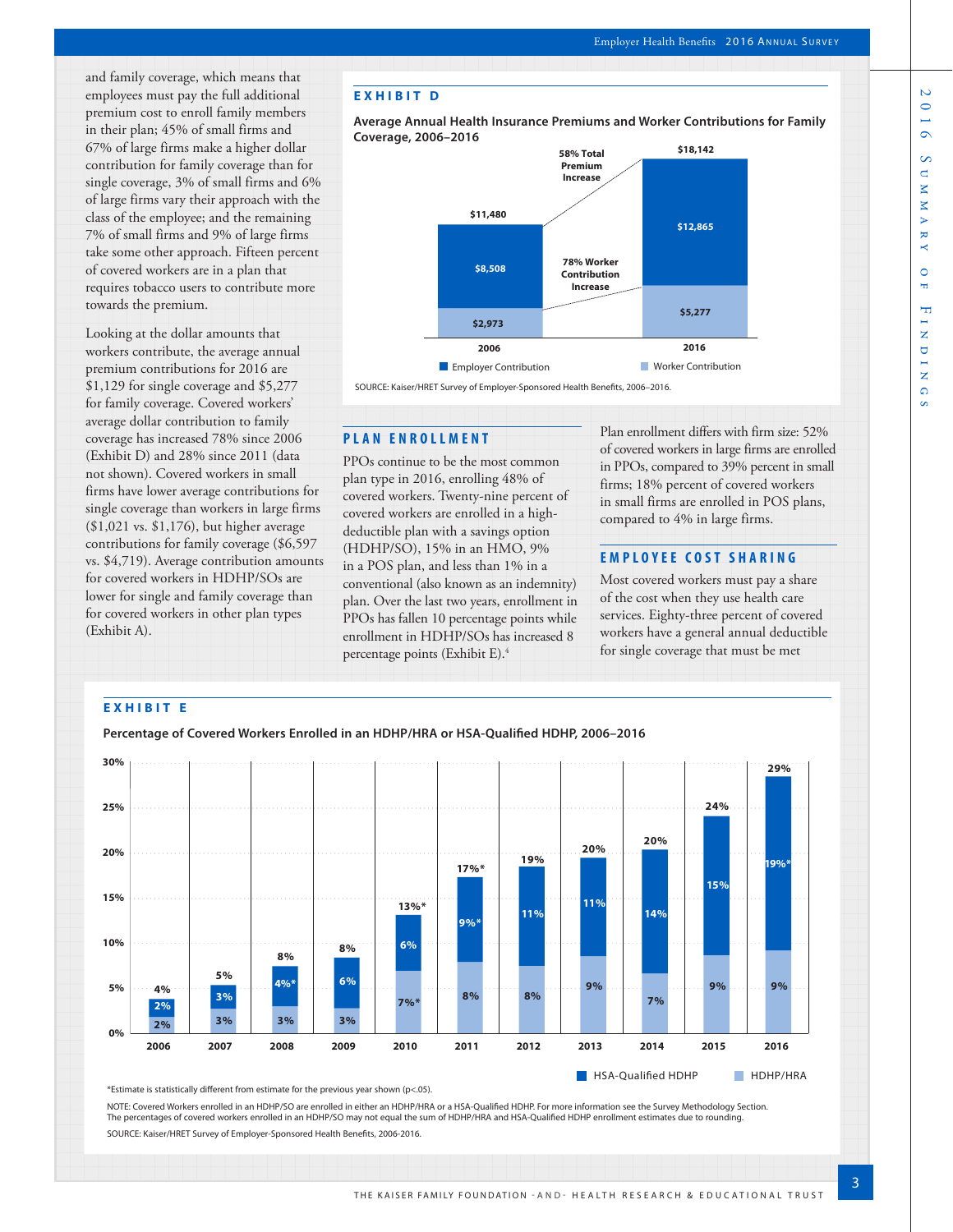and family coverage, which means that employees must pay the full additional premium cost to enroll family members in their plan; 45% of small firms and 67% of large firms make a higher dollar contribution for family coverage than for single coverage, 3% of small firms and 6% of large firms vary their approach with the class of the employee; and the remaining 7% of small firms and 9% of large firms take some other approach. Fifteen percent of covered workers are in a plan that requires tobacco users to contribute more towards the premium.

Looking at the dollar amounts that workers contribute, the average annual premium contributions for 2016 are $1,129 for single coverage and $5,277 for family coverage. Covered workers' average dollar contribution to family coverage has increased 78% since 2006 (Exhibit D) and 28% since 2011 (data not shown). Covered workers in small firms have lower average contributions for single coverage than workers in large firms ($1,021 vs. $1,176), but higher average contributions for family coverage ($6,597 vs. $4,719). Average contribution amounts for covered workers in HDHP/SOs are lower for single and family coverage than for covered workers in other plan types (Exhibit A).

**EXHIBIT D**

**Average Annual Health Insurance Premiums and Worker Contributions for Family Coverage, 2006–2016**

| | 2006 | 2016 |
|---|---|---|
| Employer Contribution | $8,508 | $12,865 |
| Worker Contribution | $2,973 | $5,277 |
| Total | $11,480 | $18,142 |

58% Total Premium Increase

78% Worker Contribution Increase

SOURCE: Kaiser/HRET Survey of Employer-Sponsored Health Benefits, 2006–2016.

## PLAN ENROLLMENT

PPOs continue to be the most common plan type in 2016, enrolling 48% of covered workers. Twenty-nine percent of covered workers are enrolled in a high-deductible plan with a savings option (HDHP/SO), 15% in an HMO, 9% in a POS plan, and less than 1% in a conventional (also known as an indemnity) plan. Over the last two years, enrollment in PPOs has fallen 10 percentage points while enrollment in HDHP/SOs has increased 8 percentage points (Exhibit E).[4]

Plan enrollment differs with firm size: 52% of covered workers in large firms are enrolled in PPOs, compared to 39% percent in small firms; 18% percent of covered workers in small firms are enrolled in POS plans, compared to 4% in large firms.

## EMPLOYEE COST SHARING

Most covered workers must pay a share of the cost when they use health care services. Eighty-three percent of covered workers have a general annual deductible for single coverage that must be met

**EXHIBIT E**

**Percentage of Covered Workers Enrolled in an HDHP/HRA or HSA-Qualified HDHP, 2006–2016**

| Year | HDHP/HRA | HSA-Qualified HDHP | Total |
|---|---|---|---|
| 2006 | 2% | 2% | 4% |
| 2007 | 3% | 3% | 5% |
| 2008 | 3% | 4%* | 8% |
| 2009 | 3% | 6% | 8% |
| 2010 | 7%* | 6% | 13%* |
| 2011 | 8% | 9%* | 17%* |
| 2012 | 8% | 11% | 19% |
| 2013 | 9% | 11% | 20% |
| 2014 | 7% | 14% | 20% |
| 2015 | 9% | 15% | 24% |
| 2016 | 9% | 19%* | 29% |

*Estimate is statistically different from estimate for the previous year shown (p<.05).

NOTE: Covered Workers enrolled in an HDHP/SO are enrolled in either an HDHP/HRA or a HSA-Qualified HDHP. For more information see the Survey Methodology Section. The percentages of covered workers enrolled in an HDHP/SO may not equal the sum of HDHP/HRA and HSA-Qualified HDHP enrollment estimates due to rounding.

SOURCE: Kaiser/HRET Survey of Employer-Sponsored Health Benefits, 2006-2016.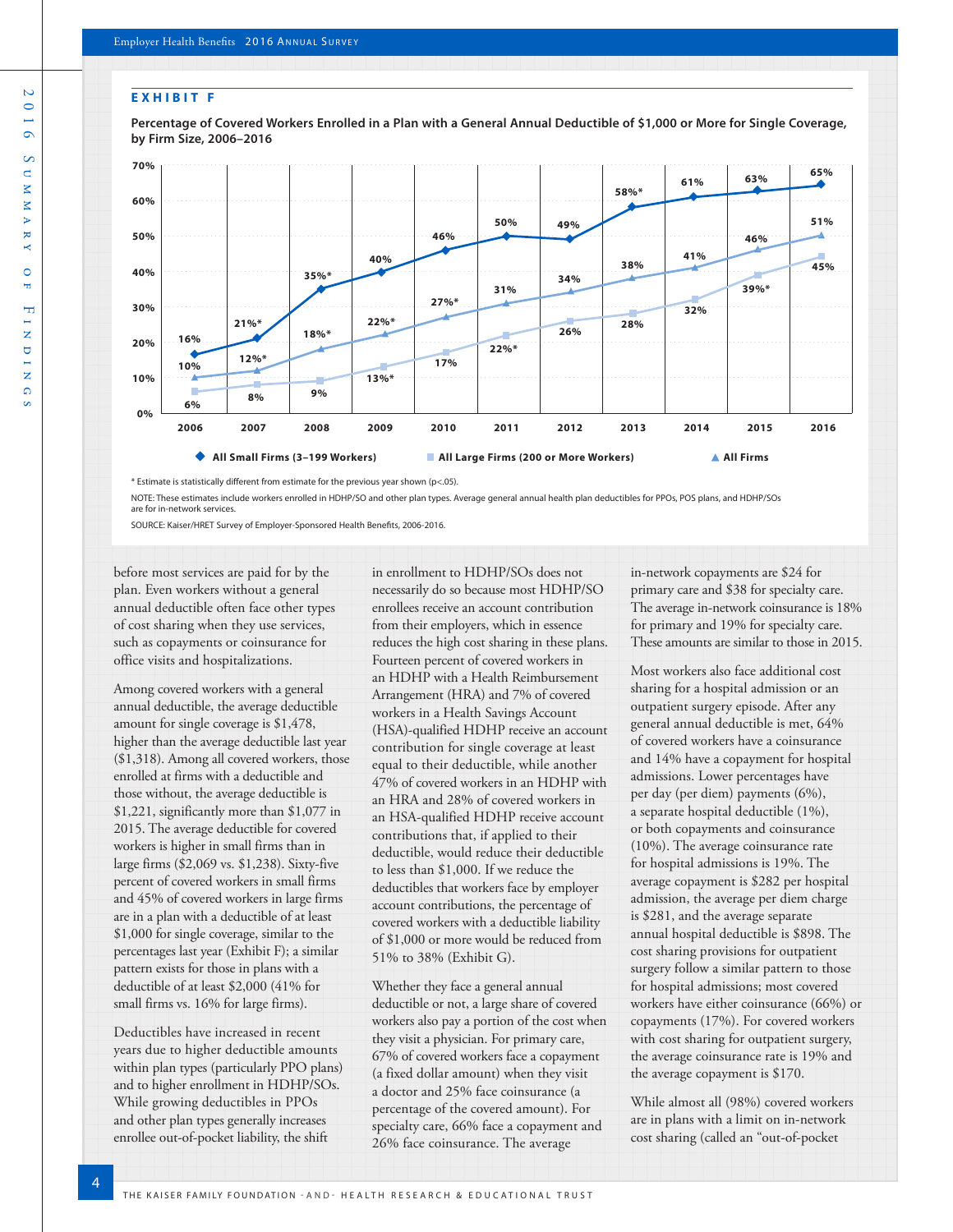**EXHIBIT F**

**Percentage of Covered Workers Enrolled in a Plan with a General Annual Deductible of $1,000 or More for Single Coverage, by Firm Size, 2006–2016**

| Year | All Small Firms (3–199 Workers) | All Large Firms (200 or More Workers) | All Firms |
|---|---|---|---|
| 2006 | 16% | 6% | 10% |
| 2007 | 21%* | 8% | 12%* |
| 2008 | 35%* | 9% | 18%* |
| 2009 | 40% | 13%* | 22%* |
| 2010 | 46% | 17% | 27%* |
| 2011 | 50% | 22%* | 31% |
| 2012 | 49% | 26% | 34% |
| 2013 | 58%* | 28% | 38% |
| 2014 | 61% | 32% | 41% |
| 2015 | 63% | 39%* | 46% |
| 2016 | 65% | 45% | 51% |

* Estimate is statistically different from estimate for the previous year shown (p<.05).

NOTE: These estimates include workers enrolled in HDHP/SO and other plan types. Average general annual health plan deductibles for PPOs, POS plans, and HDHP/SOs are for in-network services.

SOURCE: Kaiser/HRET Survey of Employer-Sponsored Health Benefits, 2006-2016.

before most services are paid for by the plan. Even workers without a general annual deductible often face other types of cost sharing when they use services, such as copayments or coinsurance for office visits and hospitalizations.

Among covered workers with a general annual deductible, the average deductible amount for single coverage is $1,478, higher than the average deductible last year ($1,318). Among all covered workers, those enrolled at firms with a deductible and those without, the average deductible is $1,221, significantly more than $1,077 in 2015. The average deductible for covered workers is higher in small firms than in large firms ($2,069 vs. $1,238). Sixty-five percent of covered workers in small firms and 45% of covered workers in large firms are in a plan with a deductible of at least $1,000 for single coverage, similar to the percentages last year (Exhibit F); a similar pattern exists for those in plans with a deductible of at least $2,000 (41% for small firms vs. 16% for large firms).

Deductibles have increased in recent years due to higher deductible amounts within plan types (particularly PPO plans) and to higher enrollment in HDHP/SOs. While growing deductibles in PPOs and other plan types generally increases enrollee out-of-pocket liability, the shift in enrollment to HDHP/SOs does not necessarily do so because most HDHP/SO enrollees receive an account contribution from their employers, which in essence reduces the high cost sharing in these plans. Fourteen percent of covered workers in an HDHP with a Health Reimbursement Arrangement (HRA) and 7% of covered workers in a Health Savings Account (HSA)-qualified HDHP receive an account contribution for single coverage at least equal to their deductible, while another 47% of covered workers in an HDHP with an HRA and 28% of covered workers in an HSA-qualified HDHP receive account contributions that, if applied to their deductible, would reduce their deductible to less than $1,000. If we reduce the deductibles that workers face by employer account contributions, the percentage of covered workers with a deductible liability of $1,000 or more would be reduced from 51% to 38% (Exhibit G).

Whether they face a general annual deductible or not, a large share of covered workers also pay a portion of the cost when they visit a physician. For primary care, 67% of covered workers face a copayment (a fixed dollar amount) when they visit a doctor and 25% face coinsurance (a percentage of the covered amount). For specialty care, 66% face a copayment and 26% face coinsurance. The average in-network copayments are $24 for primary care and $38 for specialty care. The average in-network coinsurance is 18% for primary and 19% for specialty care. These amounts are similar to those in 2015.

Most workers also face additional cost sharing for a hospital admission or an outpatient surgery episode. After any general annual deductible is met, 64% of covered workers have a coinsurance and 14% have a copayment for hospital admissions. Lower percentages have per day (per diem) payments (6%), a separate hospital deductible (1%), or both copayments and coinsurance (10%). The average coinsurance rate for hospital admissions is 19%. The average copayment is $282 per hospital admission, the average per diem charge is $281, and the average separate annual hospital deductible is $898. The cost sharing provisions for outpatient surgery follow a similar pattern to those for hospital admissions; most covered workers have either coinsurance (66%) or copayments (17%). For covered workers with cost sharing for outpatient surgery, the average coinsurance rate is 19% and the average copayment is $170.

While almost all (98%) covered workers are in plans with a limit on in-network cost sharing (called an "out-of-pocket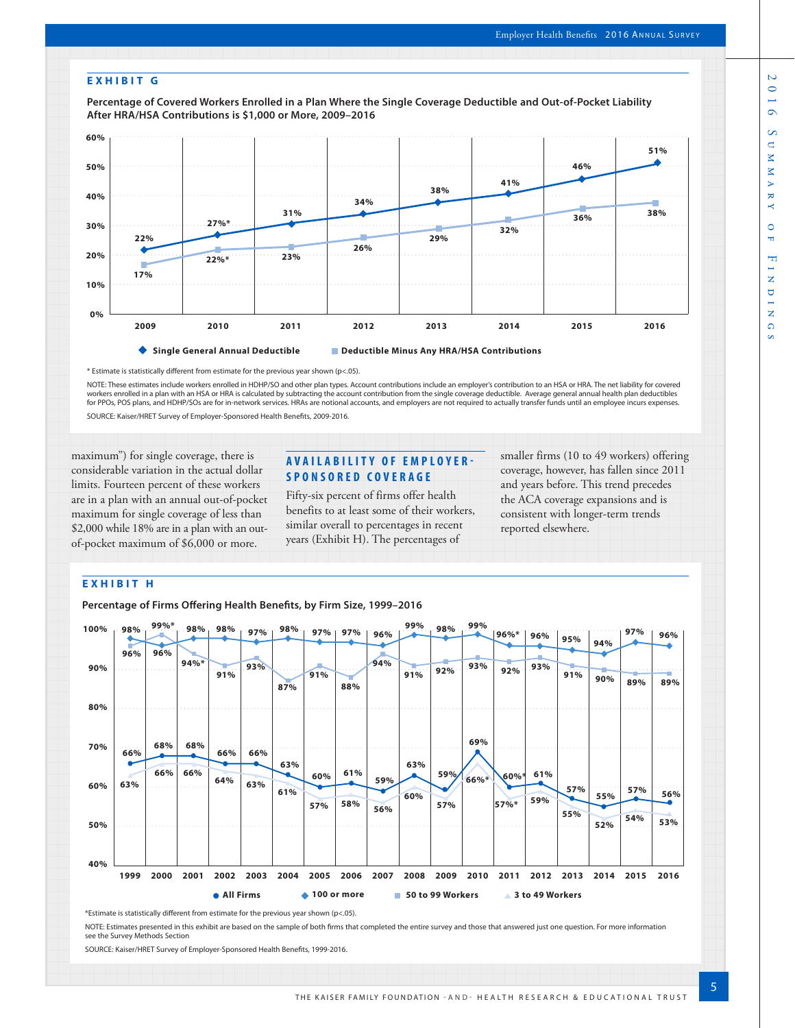### EXHIBIT G

**Percentage of Covered Workers Enrolled in a Plan Where the Single Coverage Deductible and Out-of-Pocket Liability After HRA/HSA Contributions is $1,000 or More, 2009–2016**

| | 2009 | 2010 | 2011 | 2012 | 2013 | 2014 | 2015 | 2016 |
|---|---|---|---|---|---|---|---|---|
| Single General Annual Deductible | 22% | 27%* | 31% | 34% | 38% | 41% | 46% | 51% |
| Deductible Minus Any HRA/HSA Contributions | 17% | 22%* | 23% | 26% | 29% | 32% | 36% | 38% |

\* Estimate is statistically different from estimate for the previous year shown ($p<.05$).

NOTE: These estimates include workers enrolled in HDHP/SO and other plan types. Account contributions include an employer's contribution to an HSA or HRA. The net liability for covered workers enrolled in a plan with an HSA or HRA is calculated by subtracting the account contribution from the single coverage deductible. Average general annual health plan deductibles for PPOs, POS plans, and HDHP/SOs are for in-network services. HRAs are notional accounts, and employers are not required to actually transfer funds until an employee incurs expenses.

SOURCE: Kaiser/HRET Survey of Employer-Sponsored Health Benefits, 2009-2016.

maximum") for single coverage, there is considerable variation in the actual dollar limits. Fourteen percent of these workers are in a plan with an annual out-of-pocket maximum for single coverage of less than $2,000 while 18% are in a plan with an out-of-pocket maximum of $6,000 or more.

## AVAILABILITY OF EMPLOYER-SPONSORED COVERAGE

Fifty-six percent of firms offer health benefits to at least some of their workers, similar overall to percentages in recent years (Exhibit H). The percentages of smaller firms (10 to 49 workers) offering coverage, however, has fallen since 2011 and years before. This trend precedes the ACA coverage expansions and is consistent with longer-term trends reported elsewhere.

### EXHIBIT H

**Percentage of Firms Offering Health Benefits, by Firm Size, 1999–2016**

| | 1999 | 2000 | 2001 | 2002 | 2003 | 2004 | 2005 | 2006 | 2007 | 2008 | 2009 | 2010 | 2011 | 2012 | 2013 | 2014 | 2015 | 2016 |
|---|---|---|---|---|---|---|---|---|---|---|---|---|---|---|---|---|---|---|
| All Firms | 66% | 68% | 68% | 66% | 66% | 63% | 60% | 61% | 59% | 63% | 59% | 69% | 60%* | 61% | 57% | 55% | 57% | 56% |
| 100 or more | 98% | 96% | 98% | 98% | 97% | 98% | 97% | 97% | 96% | 99% | 98% | 99% | 96%* | 96% | 95% | 94% | 97% | 96% |
| 50 to 99 Workers | 96% | 99%* | 94%* | 91% | 93% | 87% | 91% | 88% | 94% | 91% | 92% | 93% | 92% | 93% | 91% | 90% | 89% | 89% |
| 3 to 49 Workers | 63% | 66% | 66% | 64% | 63% | 61% | 57% | 58% | 56% | 60% | 57% | 66%* | 57%* | 59% | 55% | 52% | 54% | 53% |

\*Estimate is statistically different from estimate for the previous year shown ($p<.05$).

NOTE: Estimates presented in this exhibit are based on the sample of both firms that completed the entire survey and those that answered just one question. For more information see the Survey Methods Section

SOURCE: Kaiser/HRET Survey of Employer-Sponsored Health Benefits, 1999-2016.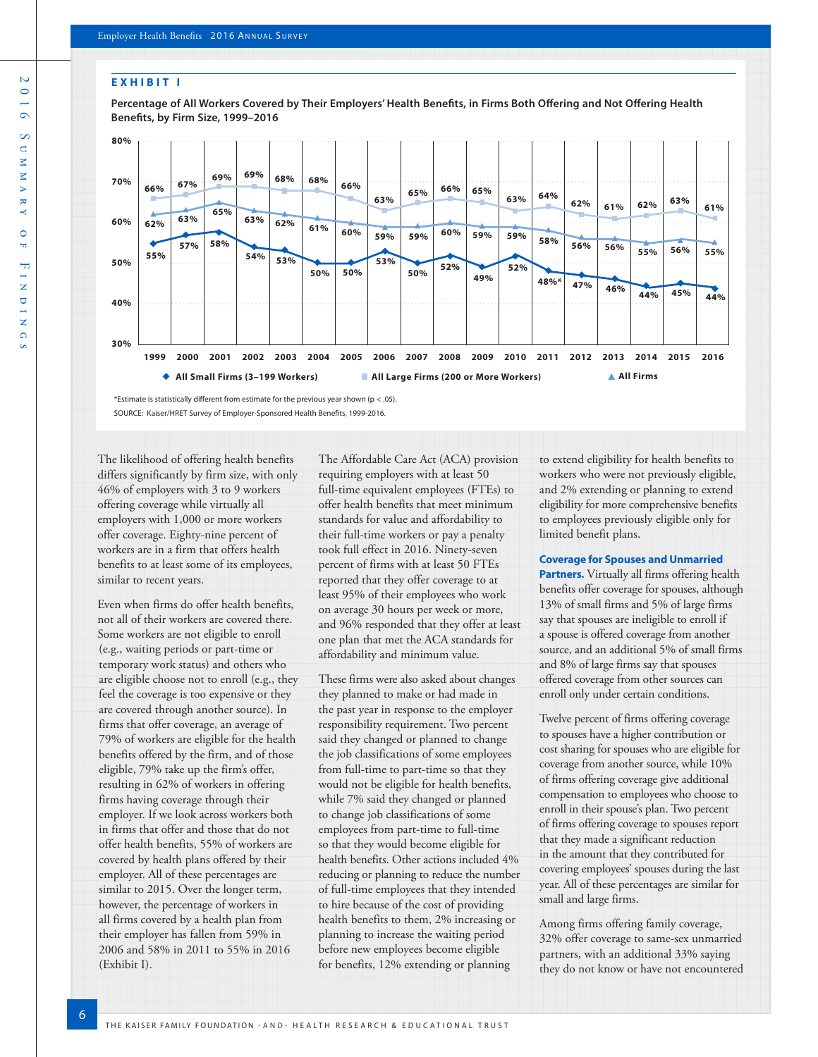**EXHIBIT I**

**Percentage of All Workers Covered by Their Employers' Health Benefits, in Firms Both Offering and Not Offering Health Benefits, by Firm Size, 1999–2016**

| Year | All Small Firms (3–199 Workers) | All Large Firms (200 or More Workers) | All Firms |
|---|---|---|---|
| 1999 | 55% | 66% | 62% |
| 2000 | 57% | 67% | 63% |
| 2001 | 58% | 69% | 65% |
| 2002 | 54% | 69% | 63% |
| 2003 | 53% | 68% | 62% |
| 2004 | 50% | 68% | 61% |
| 2005 | 50% | 66% | 60% |
| 2006 | 53% | 63% | 59% |
| 2007 | 50% | 65% | 59% |
| 2008 | 52% | 66% | 60% |
| 2009 | 49% | 65% | 59% |
| 2010 | 52% | 63% | 59% |
| 2011 | 48%* | 64% | 58% |
| 2012 | 47% | 62% | 56% |
| 2013 | 46% | 61% | 56% |
| 2014 | 44% | 62% | 55% |
| 2015 | 45% | 63% | 56% |
| 2016 | 44% | 61% | 55% |

*Estimate is statistically different from estimate for the previous year shown ($p < .05$).

SOURCE: Kaiser/HRET Survey of Employer-Sponsored Health Benefits, 1999-2016.

The likelihood of offering health benefits differs significantly by firm size, with only 46% of employers with 3 to 9 workers offering coverage while virtually all employers with 1,000 or more workers offer coverage. Eighty-nine percent of workers are in a firm that offers health benefits to at least some of its employees, similar to recent years.

Even when firms do offer health benefits, not all of their workers are covered there. Some workers are not eligible to enroll (e.g., waiting periods or part-time or temporary work status) and others who are eligible choose not to enroll (e.g., they feel the coverage is too expensive or they are covered through another source). In firms that offer coverage, an average of 79% of workers are eligible for the health benefits offered by the firm, and of those eligible, 79% take up the firm's offer, resulting in 62% of workers in offering firms having coverage through their employer. If we look across workers both in firms that offer and those that do not offer health benefits, 55% of workers are covered by health plans offered by their employer. All of these percentages are similar to 2015. Over the longer term, however, the percentage of workers in all firms covered by a health plan from their employer has fallen from 59% in 2006 and 58% in 2011 to 55% in 2016 (Exhibit I).

The Affordable Care Act (ACA) provision requiring employers with at least 50 full-time equivalent employees (FTEs) to offer health benefits that meet minimum standards for value and affordability to their full-time workers or pay a penalty took full effect in 2016. Ninety-seven percent of firms with at least 50 FTEs reported that they offer coverage to at least 95% of their employees who work on average 30 hours per week or more, and 96% responded that they offer at least one plan that met the ACA standards for affordability and minimum value.

These firms were also asked about changes they planned to make or had made in the past year in response to the employer responsibility requirement. Two percent said they changed or planned to change the job classifications of some employees from full-time to part-time so that they would not be eligible for health benefits, while 7% said they changed or planned to change job classifications of some employees from part-time to full-time so that they would become eligible for health benefits. Other actions included 4% reducing or planning to reduce the number of full-time employees that they intended to hire because of the cost of providing health benefits to them, 2% increasing or planning to increase the waiting period before new employees become eligible for benefits, 12% extending or planning to extend eligibility for health benefits to workers who were not previously eligible, and 2% extending or planning to extend eligibility for more comprehensive benefits to employees previously eligible only for limited benefit plans.

**Coverage for Spouses and Unmarried Partners.** Virtually all firms offering health benefits offer coverage for spouses, although 13% of small firms and 5% of large firms say that spouses are ineligible to enroll if a spouse is offered coverage from another source, and an additional 5% of small firms and 8% of large firms say that spouses offered coverage from other sources can enroll only under certain conditions.

Twelve percent of firms offering coverage to spouses have a higher contribution or cost sharing for spouses who are eligible for coverage from another source, while 10% of firms offering coverage give additional compensation to employees who choose to enroll in their spouse's plan. Two percent of firms offering coverage to spouses report that they made a significant reduction in the amount that they contributed for covering employees' spouses during the last year. All of these percentages are similar for small and large firms.

Among firms offering family coverage, 32% offer coverage to same-sex unmarried partners, with an additional 33% saying they do not know or have not encountered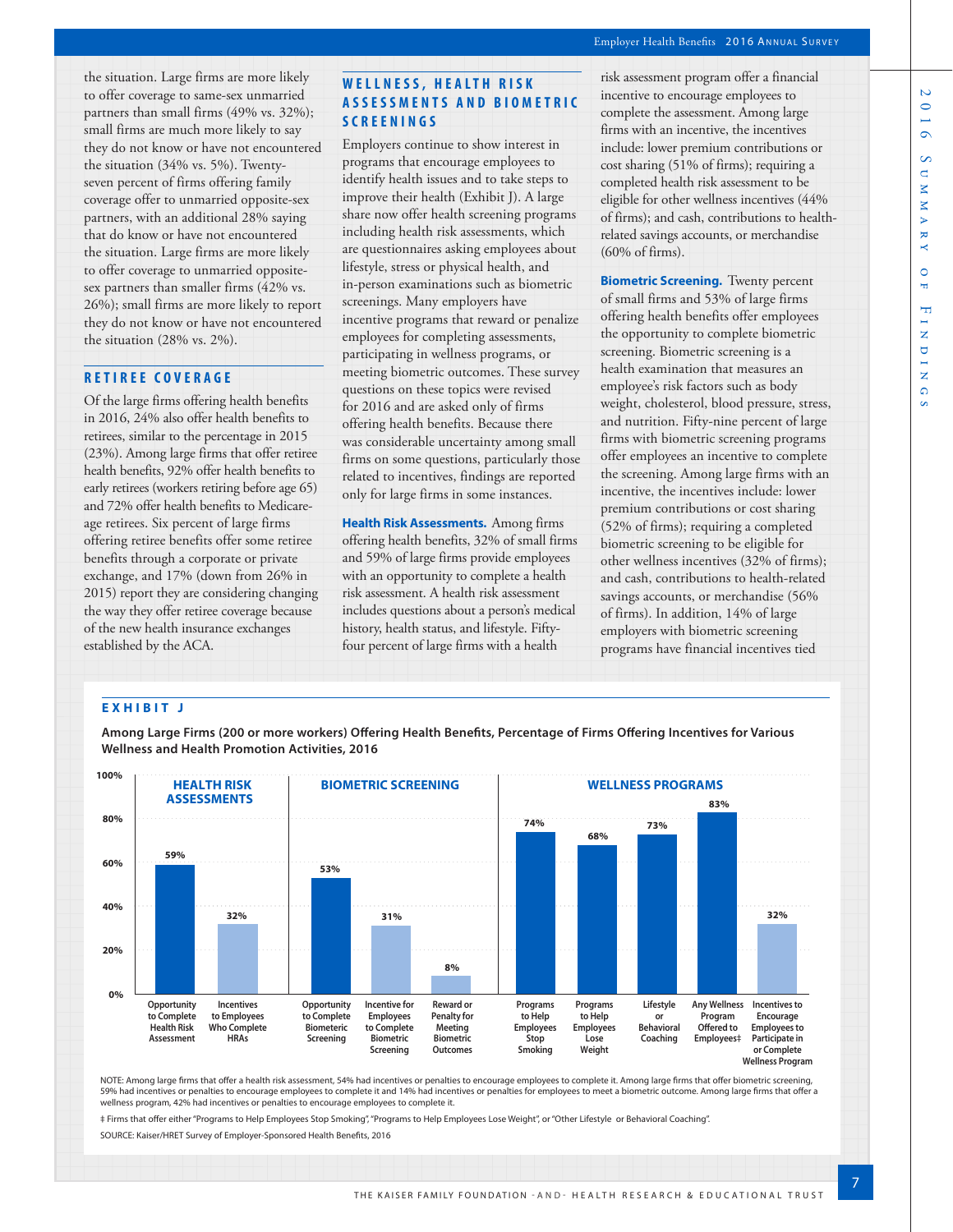the situation. Large firms are more likely to offer coverage to same-sex unmarried partners than small firms (49% vs. 32%); small firms are much more likely to say they do not know or have not encountered the situation (34% vs. 5%). Twenty-seven percent of firms offering family coverage offer to unmarried opposite-sex partners, with an additional 28% saying that do know or have not encountered the situation. Large firms are more likely to offer coverage to unmarried opposite-sex partners than smaller firms (42% vs. 26%); small firms are more likely to report they do not know or have not encountered the situation (28% vs. 2%).

## RETIREE COVERAGE

Of the large firms offering health benefits in 2016, 24% also offer health benefits to retirees, similar to the percentage in 2015 (23%). Among large firms that offer retiree health benefits, 92% offer health benefits to early retirees (workers retiring before age 65) and 72% offer health benefits to Medicare-age retirees. Six percent of large firms offering retiree benefits offer some retiree benefits through a corporate or private exchange, and 17% (down from 26% in 2015) report they are considering changing the way they offer retiree coverage because of the new health insurance exchanges established by the ACA.

## WELLNESS, HEALTH RISK ASSESSMENTS AND BIOMETRIC SCREENINGS

Employers continue to show interest in programs that encourage employees to identify health issues and to take steps to improve their health (Exhibit J). A large share now offer health screening programs including health risk assessments, which are questionnaires asking employees about lifestyle, stress or physical health, and in-person examinations such as biometric screenings. Many employers have incentive programs that reward or penalize employees for completing assessments, participating in wellness programs, or meeting biometric outcomes. These survey questions on these topics were revised for 2016 and are asked only of firms offering health benefits. Because there was considerable uncertainty among small firms on some questions, particularly those related to incentives, findings are reported only for large firms in some instances.

**Health Risk Assessments.** Among firms offering health benefits, 32% of small firms and 59% of large firms provide employees with an opportunity to complete a health risk assessment. A health risk assessment includes questions about a person's medical history, health status, and lifestyle. Fifty-four percent of large firms with a health risk assessment program offer a financial incentive to encourage employees to complete the assessment. Among large firms with an incentive, the incentives include: lower premium contributions or cost sharing (51% of firms); requiring a completed health risk assessment to be eligible for other wellness incentives (44% of firms); and cash, contributions to health-related savings accounts, or merchandise (60% of firms).

**Biometric Screening.** Twenty percent of small firms and 53% of large firms offering health benefits offer employees the opportunity to complete biometric screening. Biometric screening is a health examination that measures an employee's risk factors such as body weight, cholesterol, blood pressure, stress, and nutrition. Fifty-nine percent of large firms with biometric screening programs offer employees an incentive to complete the screening. Among large firms with an incentive, the incentives include: lower premium contributions or cost sharing (52% of firms); requiring a completed biometric screening to be eligible for other wellness incentives (32% of firms); and cash, contributions to health-related savings accounts, or merchandise (56% of firms). In addition, 14% of large employers with biometric screening programs have financial incentives tied

### EXHIBIT J

**Among Large Firms (200 or more workers) Offering Health Benefits, Percentage of Firms Offering Incentives for Various Wellness and Health Promotion Activities, 2016**

| Category | Activity | Percentage |
|---|---|---|
| Health Risk Assessments | Opportunity to Complete Health Risk Assessment | 59% |
| | Incentives to Employees Who Complete HRAs | 32% |
| Biometric Screening | Opportunity to Complete Biometric Screening | 53% |
| | Incentive for Employees to Complete Biometric Screening | 31% |
| | Reward or Penalty for Meeting Biometric Outcomes | 8% |
| Wellness Programs | Programs to Help Employees Stop Smoking | 74% |
| | Programs to Help Employees Lose Weight | 68% |
| | Lifestyle or Behavioral Coaching | 73% |
| | Any Wellness Program Offered to Employees‡ | 83% |
| | Incentives to Encourage Employees to Participate in or Complete Wellness Program | 32% |

NOTE: Among large firms that offer a health risk assessment, 54% had incentives or penalties to encourage employees to complete it. Among large firms that offer biometric screening, 59% had incentives or penalties to encourage employees to complete it and 14% had incentives or penalties for employees to meet a biometric outcome. Among large firms that offer a wellness program, 42% had incentives or penalties to encourage employees to complete it.

‡ Firms that offer either "Programs to Help Employees Stop Smoking", "Programs to Help Employees Lose Weight", or "Other Lifestyle or Behavioral Coaching".

SOURCE: Kaiser/HRET Survey of Employer-Sponsored Health Benefits, 2016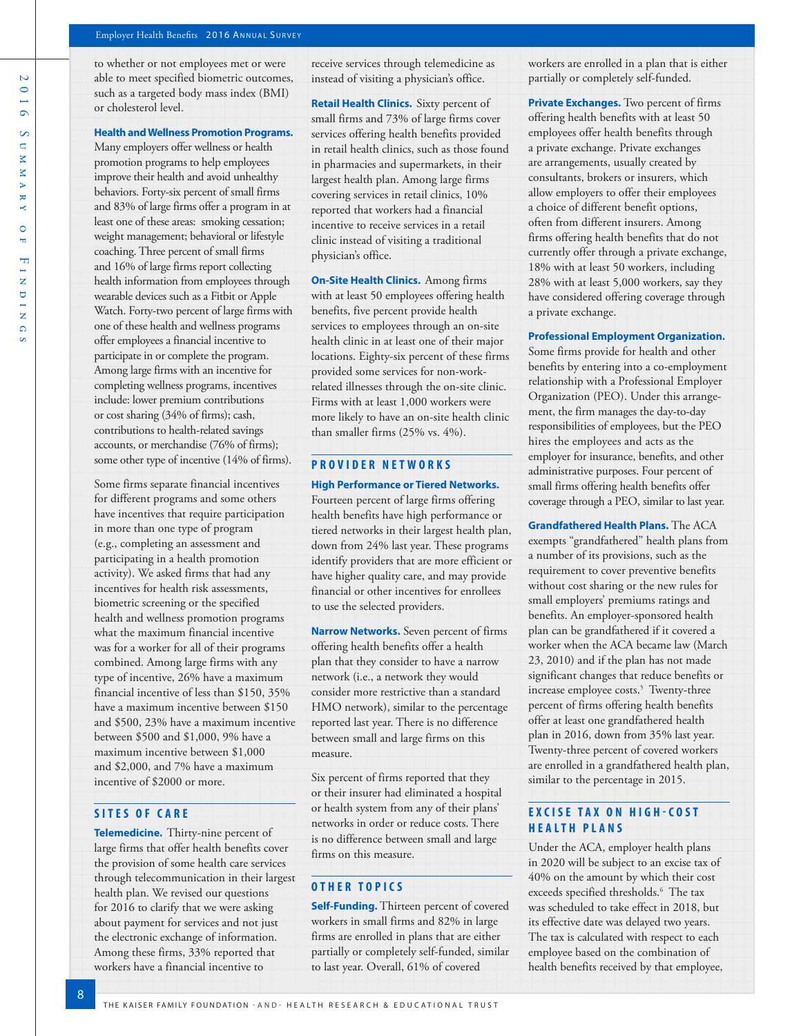to whether or not employees met or were able to meet specified biometric outcomes, such as a targeted body mass index (BMI) or cholesterol level.

**Health and Wellness Promotion Programs.** Many employers offer wellness or health promotion programs to help employees improve their health and avoid unhealthy behaviors. Forty-six percent of small firms and 83% of large firms offer a program in at least one of these areas: smoking cessation; weight management; behavioral or lifestyle coaching. Three percent of small firms and 16% of large firms report collecting health information from employees through wearable devices such as a Fitbit or Apple Watch. Forty-two percent of large firms with one of these health and wellness programs offer employees a financial incentive to participate in or complete the program. Among large firms with an incentive for completing wellness programs, incentives include: lower premium contributions or cost sharing (34% of firms); cash, contributions to health-related savings accounts, or merchandise (76% of firms); some other type of incentive (14% of firms).

Some firms separate financial incentives for different programs and some others have incentives that require participation in more than one type of program (e.g., completing an assessment and participating in a health promotion activity). We asked firms that had any incentives for health risk assessments, biometric screening or the specified health and wellness promotion programs what the maximum financial incentive was for a worker for all of their programs combined. Among large firms with any type of incentive, 26% have a maximum financial incentive of less than $150, 35% have a maximum incentive between $150 and $500, 23% have a maximum incentive between $500 and $1,000, 9% have a maximum incentive between $1,000 and $2,000, and 7% have a maximum incentive of $2000 or more.

## SITES OF CARE

**Telemedicine.** Thirty-nine percent of large firms that offer health benefits cover the provision of some health care services through telecommunication in their largest health plan. We revised our questions for 2016 to clarify that we were asking about payment for services and not just the electronic exchange of information. Among these firms, 33% reported that workers have a financial incentive to receive services through telemedicine as instead of visiting a physician's office.

**Retail Health Clinics.** Sixty percent of small firms and 73% of large firms cover services offering health benefits provided in retail health clinics, such as those found in pharmacies and supermarkets, in their largest health plan. Among large firms covering services in retail clinics, 10% reported that workers had a financial incentive to receive services in a retail clinic instead of visiting a traditional physician's office.

**On-Site Health Clinics.** Among firms with at least 50 employees offering health benefits, five percent provide health services to employees through an on-site health clinic in at least one of their major locations. Eighty-six percent of these firms provided some services for non-work-related illnesses through the on-site clinic. Firms with at least 1,000 workers were more likely to have an on-site health clinic than smaller firms (25% vs. 4%).

## PROVIDER NETWORKS

**High Performance or Tiered Networks.** Fourteen percent of large firms offering health benefits have high performance or tiered networks in their largest health plan, down from 24% last year. These programs identify providers that are more efficient or have higher quality care, and may provide financial or other incentives for enrollees to use the selected providers.

**Narrow Networks.** Seven percent of firms offering health benefits offer a health plan that they consider to have a narrow network (i.e., a network they would consider more restrictive than a standard HMO network), similar to the percentage reported last year. There is no difference between small and large firms on this measure.

Six percent of firms reported that they or their insurer had eliminated a hospital or health system from any of their plans' networks in order or reduce costs. There is no difference between small and large firms on this measure.

## OTHER TOPICS

**Self-Funding.** Thirteen percent of covered workers in small firms and 82% in large firms are enrolled in plans that are either partially or completely self-funded, similar to last year. Overall, 61% of covered workers are enrolled in a plan that is either partially or completely self-funded.

**Private Exchanges.** Two percent of firms offering health benefits with at least 50 employees offer health benefits through a private exchange. Private exchanges are arrangements, usually created by consultants, brokers or insurers, which allow employers to offer their employees a choice of different benefit options, often from different insurers. Among firms offering health benefits that do not currently offer through a private exchange, 18% with at least 50 workers, including 28% with at least 5,000 workers, say they have considered offering coverage through a private exchange.

**Professional Employment Organization.** Some firms provide for health and other benefits by entering into a co-employment relationship with a Professional Employer Organization (PEO). Under this arrangement, the firm manages the day-to-day responsibilities of employees, but the PEO hires the employees and acts as the employer for insurance, benefits, and other administrative purposes. Four percent of small firms offering health benefits offer coverage through a PEO, similar to last year.

**Grandfathered Health Plans.** The ACA exempts "grandfathered" health plans from a number of its provisions, such as the requirement to cover preventive benefits without cost sharing or the new rules for small employers' premiums ratings and benefits. An employer-sponsored health plan can be grandfathered if it covered a worker when the ACA became law (March 23, 2010) and if the plan has not made significant changes that reduce benefits or increase employee costs.[5] Twenty-three percent of firms offering health benefits offer at least one grandfathered health plan in 2016, down from 35% last year. Twenty-three percent of covered workers are enrolled in a grandfathered health plan, similar to the percentage in 2015.

## EXCISE TAX ON HIGH-COST HEALTH PLANS

Under the ACA, employer health plans in 2020 will be subject to an excise tax of 40% on the amount by which their cost exceeds specified thresholds.[6] The tax was scheduled to take effect in 2018, but its effective date was delayed two years. The tax is calculated with respect to each employee based on the combination of health benefits received by that employee,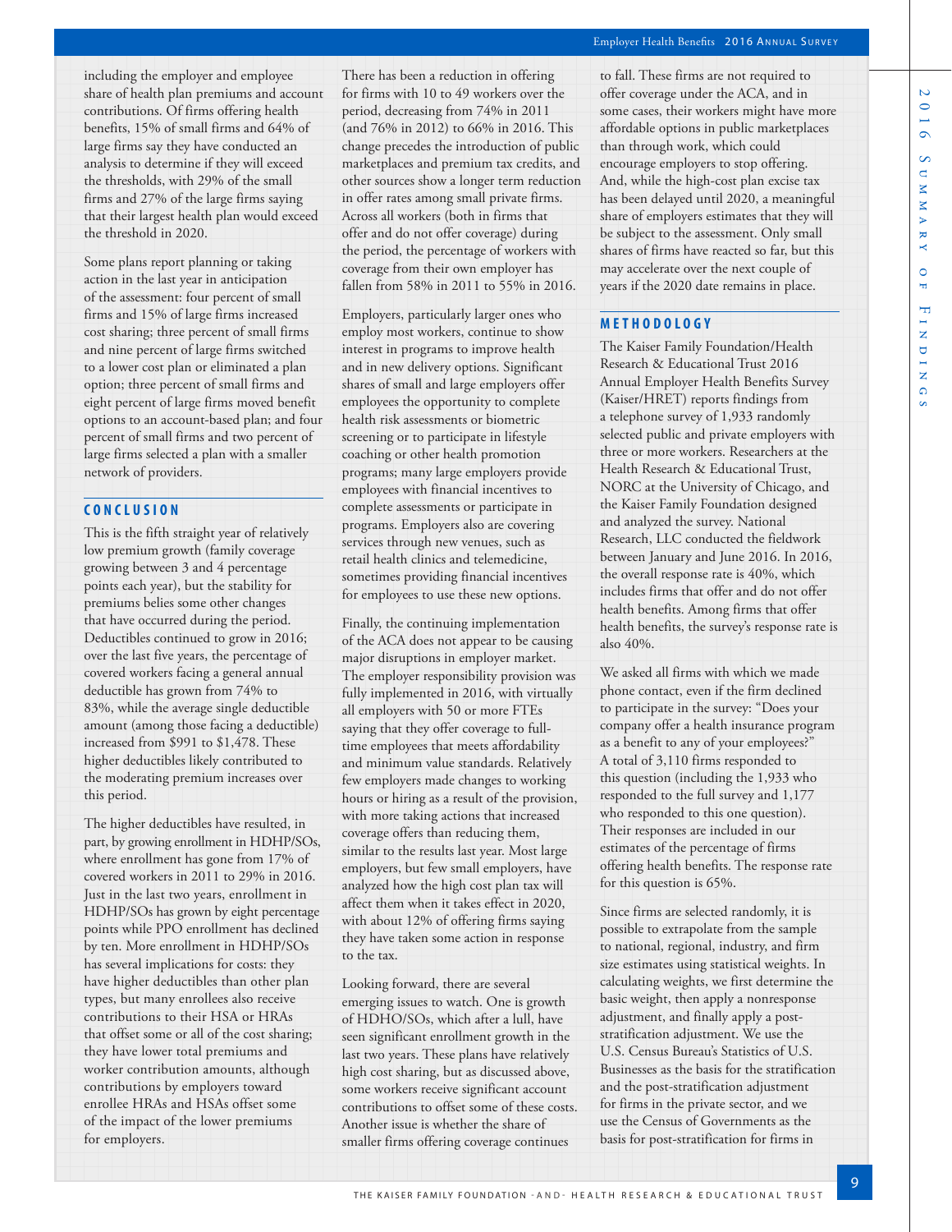including the employer and employee share of health plan premiums and account contributions. Of firms offering health benefits, 15% of small firms and 64% of large firms say they have conducted an analysis to determine if they will exceed the thresholds, with 29% of the small firms and 27% of the large firms saying that their largest health plan would exceed the threshold in 2020.

Some plans report planning or taking action in the last year in anticipation of the assessment: four percent of small firms and 15% of large firms increased cost sharing; three percent of small firms and nine percent of large firms switched to a lower cost plan or eliminated a plan option; three percent of small firms and eight percent of large firms moved benefit options to an account-based plan; and four percent of small firms and two percent of large firms selected a plan with a smaller network of providers.

## CONCLUSION

This is the fifth straight year of relatively low premium growth (family coverage growing between 3 and 4 percentage points each year), but the stability for premiums belies some other changes that have occurred during the period. Deductibles continued to grow in 2016; over the last five years, the percentage of covered workers facing a general annual deductible has grown from 74% to 83%, while the average single deductible amount (among those facing a deductible) increased from $991 to $1,478. These higher deductibles likely contributed to the moderating premium increases over this period.

The higher deductibles have resulted, in part, by growing enrollment in HDHP/SOs, where enrollment has gone from 17% of covered workers in 2011 to 29% in 2016. Just in the last two years, enrollment in HDHP/SOs has grown by eight percentage points while PPO enrollment has declined by ten. More enrollment in HDHP/SOs has several implications for costs: they have higher deductibles than other plan types, but many enrollees also receive contributions to their HSA or HRAs that offset some or all of the cost sharing; they have lower total premiums and worker contribution amounts, although contributions by employers toward enrollee HRAs and HSAs offset some of the impact of the lower premiums for employers.

There has been a reduction in offering for firms with 10 to 49 workers over the period, decreasing from 74% in 2011 (and 76% in 2012) to 66% in 2016. This change precedes the introduction of public marketplaces and premium tax credits, and other sources show a longer term reduction in offer rates among small private firms. Across all workers (both in firms that offer and do not offer coverage) during the period, the percentage of workers with coverage from their own employer has fallen from 58% in 2011 to 55% in 2016.

Employers, particularly larger ones who employ most workers, continue to show interest in programs to improve health and in new delivery options. Significant shares of small and large employers offer employees the opportunity to complete health risk assessments or biometric screening or to participate in lifestyle coaching or other health promotion programs; many large employers provide employees with financial incentives to complete assessments or participate in programs. Employers also are covering services through new venues, such as retail health clinics and telemedicine, sometimes providing financial incentives for employees to use these new options.

Finally, the continuing implementation of the ACA does not appear to be causing major disruptions in employer market. The employer responsibility provision was fully implemented in 2016, with virtually all employers with 50 or more FTEs saying that they offer coverage to full-time employees that meets affordability and minimum value standards. Relatively few employers made changes to working hours or hiring as a result of the provision, with more taking actions that increased coverage offers than reducing them, similar to the results last year. Most large employers, but few small employers, have analyzed how the high cost plan tax will affect them when it takes effect in 2020, with about 12% of offering firms saying they have taken some action in response to the tax.

Looking forward, there are several emerging issues to watch. One is growth of HDHO/SOs, which after a lull, have seen significant enrollment growth in the last two years. These plans have relatively high cost sharing, but as discussed above, some workers receive significant account contributions to offset some of these costs. Another issue is whether the share of smaller firms offering coverage continues to fall. These firms are not required to offer coverage under the ACA, and in some cases, their workers might have more affordable options in public marketplaces than through work, which could encourage employers to stop offering. And, while the high-cost plan excise tax has been delayed until 2020, a meaningful share of employers estimates that they will be subject to the assessment. Only small shares of firms have reacted so far, but this may accelerate over the next couple of years if the 2020 date remains in place.

## METHODOLOGY

The Kaiser Family Foundation/Health Research & Educational Trust 2016 Annual Employer Health Benefits Survey (Kaiser/HRET) reports findings from a telephone survey of 1,933 randomly selected public and private employers with three or more workers. Researchers at the Health Research & Educational Trust, NORC at the University of Chicago, and the Kaiser Family Foundation designed and analyzed the survey. National Research, LLC conducted the fieldwork between January and June 2016. In 2016, the overall response rate is 40%, which includes firms that offer and do not offer health benefits. Among firms that offer health benefits, the survey's response rate is also 40%.

We asked all firms with which we made phone contact, even if the firm declined to participate in the survey: "Does your company offer a health insurance program as a benefit to any of your employees?" A total of 3,110 firms responded to this question (including the 1,933 who responded to the full survey and 1,177 who responded to this one question). Their responses are included in our estimates of the percentage of firms offering health benefits. The response rate for this question is 65%.

Since firms are selected randomly, it is possible to extrapolate from the sample to national, regional, industry, and firm size estimates using statistical weights. In calculating weights, we first determine the basic weight, then apply a nonresponse adjustment, and finally apply a post-stratification adjustment. We use the U.S. Census Bureau's Statistics of U.S. Businesses as the basis for the stratification and the post-stratification adjustment for firms in the private sector, and we use the Census of Governments as the basis for post-stratification for firms in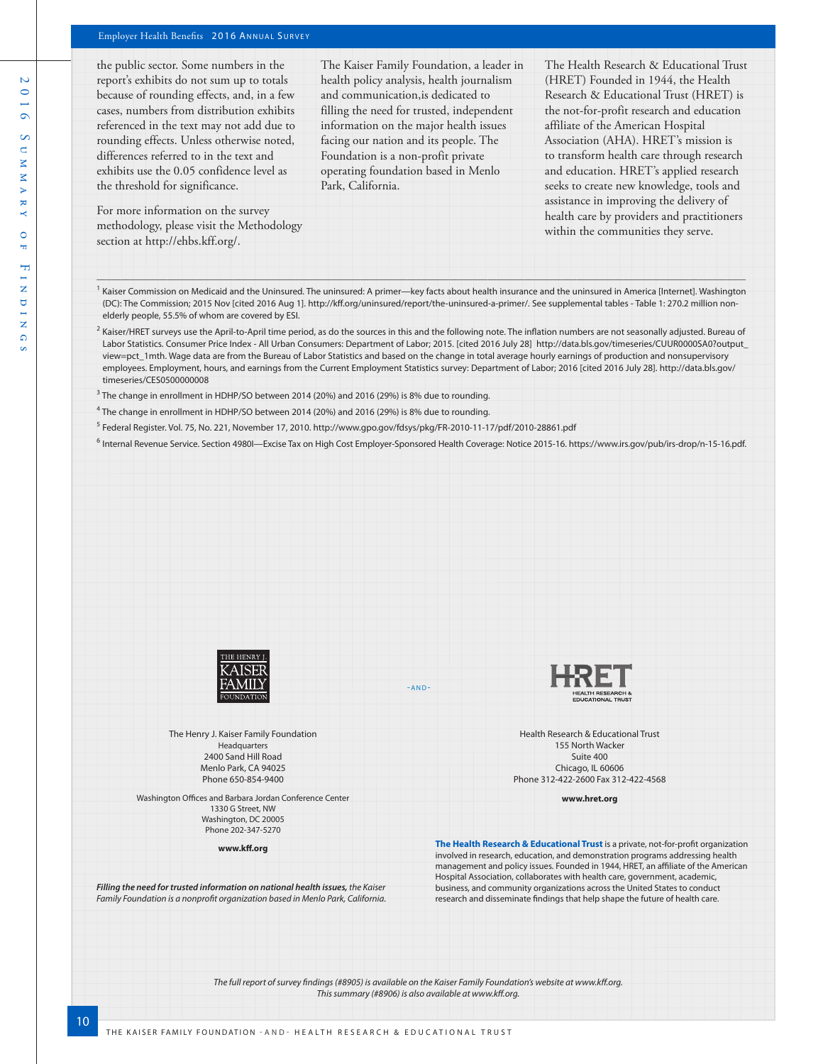the public sector. Some numbers in the report's exhibits do not sum up to totals because of rounding effects, and, in a few cases, numbers from distribution exhibits referenced in the text may not add due to rounding effects. Unless otherwise noted, differences referred to in the text and exhibits use the 0.05 confidence level as the threshold for significance.

For more information on the survey methodology, please visit the Methodology section at http://ehbs.kff.org/.

The Kaiser Family Foundation, a leader in health policy analysis, health journalism and communication,is dedicated to filling the need for trusted, independent information on the major health issues facing our nation and its people. The Foundation is a non-profit private operating foundation based in Menlo Park, California.

The Health Research & Educational Trust (HRET) Founded in 1944, the Health Research & Educational Trust (HRET) is the not-for-profit research and education affiliate of the American Hospital Association (AHA). HRET's mission is to transform health care through research and education. HRET's applied research seeks to create new knowledge, tools and assistance in improving the delivery of health care by providers and practitioners within the communities they serve.

---

[1] Kaiser Commission on Medicaid and the Uninsured. The uninsured: A primer—key facts about health insurance and the uninsured in America [Internet]. Washington (DC): The Commission; 2015 Nov [cited 2016 Aug 1]. http://kff.org/uninsured/report/the-uninsured-a-primer/. See supplemental tables - Table 1: 270.2 million non-elderly people, 55.5% of whom are covered by ESI.

[2] Kaiser/HRET surveys use the April-to-April time period, as do the sources in this and the following note. The inflation numbers are not seasonally adjusted. Bureau of Labor Statistics. Consumer Price Index - All Urban Consumers: Department of Labor; 2015. [cited 2016 July 28] http://data.bls.gov/timeseries/CUUR0000SA0?output_view=pct_1mth. Wage data are from the Bureau of Labor Statistics and based on the change in total average hourly earnings of production and nonsupervisory employees. Employment, hours, and earnings from the Current Employment Statistics survey: Department of Labor; 2016 [cited 2016 July 28]. http://data.bls.gov/timeseries/CES0500000008

[3] The change in enrollment in HDHP/SO between 2014 (20%) and 2016 (29%) is 8% due to rounding.

[4] The change in enrollment in HDHP/SO between 2014 (20%) and 2016 (29%) is 8% due to rounding.

[5] Federal Register. Vol. 75, No. 221, November 17, 2010. http://www.gpo.gov/fdsys/pkg/FR-2010-11-17/pdf/2010-28861.pdf

[6] Internal Revenue Service. Section 4980I—Excise Tax on High Cost Employer-Sponsored Health Coverage: Notice 2015-16. https://www.irs.gov/pub/irs-drop/n-15-16.pdf.

THE HENRY J. KAISER FAMILY FOUNDATION

-AND-

HRET HEALTH RESEARCH & EDUCATIONAL TRUST

The Henry J. Kaiser Family Foundation
Headquarters
2400 Sand Hill Road
Menlo Park, CA 94025
Phone 650-854-9400

Washington Offices and Barbara Jordan Conference Center
1330 G Street, NW
Washington, DC 20005
Phone 202-347-5270

**www.kff.org**

***Filling the need for trusted information on national health issues,*** *the Kaiser Family Foundation is a nonprofit organization based in Menlo Park, California.*

Health Research & Educational Trust
155 North Wacker
Suite 400
Chicago, IL 60606
Phone 312-422-2600 Fax 312-422-4568

**www.hret.org**

**The Health Research & Educational Trust** is a private, not-for-profit organization involved in research, education, and demonstration programs addressing health management and policy issues. Founded in 1944, HRET, an affiliate of the American Hospital Association, collaborates with health care, government, academic, business, and community organizations across the United States to conduct research and disseminate findings that help shape the future of health care.

*The full report of survey findings (#8905) is available on the Kaiser Family Foundation's website at www.kff.org. This summary (#8906) is also available at www.kff.org.*